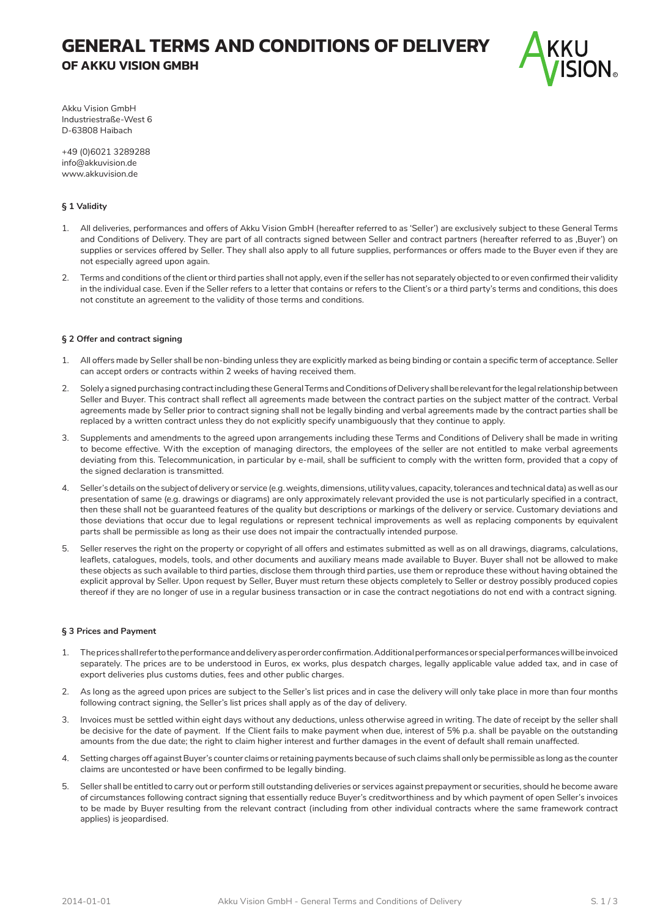# GENERAL TERMS AND CONDITIONS OF DELIVERY

## OF AKKU VISION GMBH

Akku Vision GmbH
Industriestraße-West 6
D-63808 Haibach

+49 (0)6021 3289288
info@akkuvision.de
www.akkuvision.de

### § 1 Validity

1. All deliveries, performances and offers of Akku Vision GmbH (hereafter referred to as 'Seller') are exclusively subject to these General Terms and Conditions of Delivery. They are part of all contracts signed between Seller and contract partners (hereafter referred to as ‚Buyer') on supplies or services offered by Seller. They shall also apply to all future supplies, performances or offers made to the Buyer even if they are not especially agreed upon again.

2. Terms and conditions of the client or third parties shall not apply, even if the seller has not separately objected to or even confirmed their validity in the individual case. Even if the Seller refers to a letter that contains or refers to the Client's or a third party's terms and conditions, this does not constitute an agreement to the validity of those terms and conditions.

### § 2 Offer and contract signing

1. All offers made by Seller shall be non-binding unless they are explicitly marked as being binding or contain a specific term of acceptance. Seller can accept orders or contracts within 2 weeks of having received them.

2. Solely a signed purchasing contract including these General Terms and Conditions of Delivery shall be relevant for the legal relationship between Seller and Buyer. This contract shall reflect all agreements made between the contract parties on the subject matter of the contract. Verbal agreements made by Seller prior to contract signing shall not be legally binding and verbal agreements made by the contract parties shall be replaced by a written contract unless they do not explicitly specify unambiguously that they continue to apply.

3. Supplements and amendments to the agreed upon arrangements including these Terms and Conditions of Delivery shall be made in writing to become effective. With the exception of managing directors, the employees of the seller are not entitled to make verbal agreements deviating from this. Telecommunication, in particular by e-mail, shall be sufficient to comply with the written form, provided that a copy of the signed declaration is transmitted.

4. Seller's details on the subject of delivery or service (e.g. weights, dimensions, utility values, capacity, tolerances and technical data) as well as our presentation of same (e.g. drawings or diagrams) are only approximately relevant provided the use is not particularly specified in a contract, then these shall not be guaranteed features of the quality but descriptions or markings of the delivery or service. Customary deviations and those deviations that occur due to legal regulations or represent technical improvements as well as replacing components by equivalent parts shall be permissible as long as their use does not impair the contractually intended purpose.

5. Seller reserves the right on the property or copyright of all offers and estimates submitted as well as on all drawings, diagrams, calculations, leaflets, catalogues, models, tools, and other documents and auxiliary means made available to Buyer. Buyer shall not be allowed to make these objects as such available to third parties, disclose them through third parties, use them or reproduce these without having obtained the explicit approval by Seller. Upon request by Seller, Buyer must return these objects completely to Seller or destroy possibly produced copies thereof if they are no longer of use in a regular business transaction or in case the contract negotiations do not end with a contract signing.

### § 3 Prices and Payment

1. The prices shall refer to the performance and delivery as per order confirmation. Additional performances or special performances will be invoiced separately. The prices are to be understood in Euros, ex works, plus despatch charges, legally applicable value added tax, and in case of export deliveries plus customs duties, fees and other public charges.

2. As long as the agreed upon prices are subject to the Seller's list prices and in case the delivery will only take place in more than four months following contract signing, the Seller's list prices shall apply as of the day of delivery.

3. Invoices must be settled within eight days without any deductions, unless otherwise agreed in writing. The date of receipt by the seller shall be decisive for the date of payment. If the Client fails to make payment when due, interest of 5% p.a. shall be payable on the outstanding amounts from the due date; the right to claim higher interest and further damages in the event of default shall remain unaffected.

4. Setting charges off against Buyer's counter claims or retaining payments because of such claims shall only be permissible as long as the counter claims are uncontested or have been confirmed to be legally binding.

5. Seller shall be entitled to carry out or perform still outstanding deliveries or services against prepayment or securities, should he become aware of circumstances following contract signing that essentially reduce Buyer's creditworthiness and by which payment of open Seller's invoices to be made by Buyer resulting from the relevant contract (including from other individual contracts where the same framework contract applies) is jeopardised.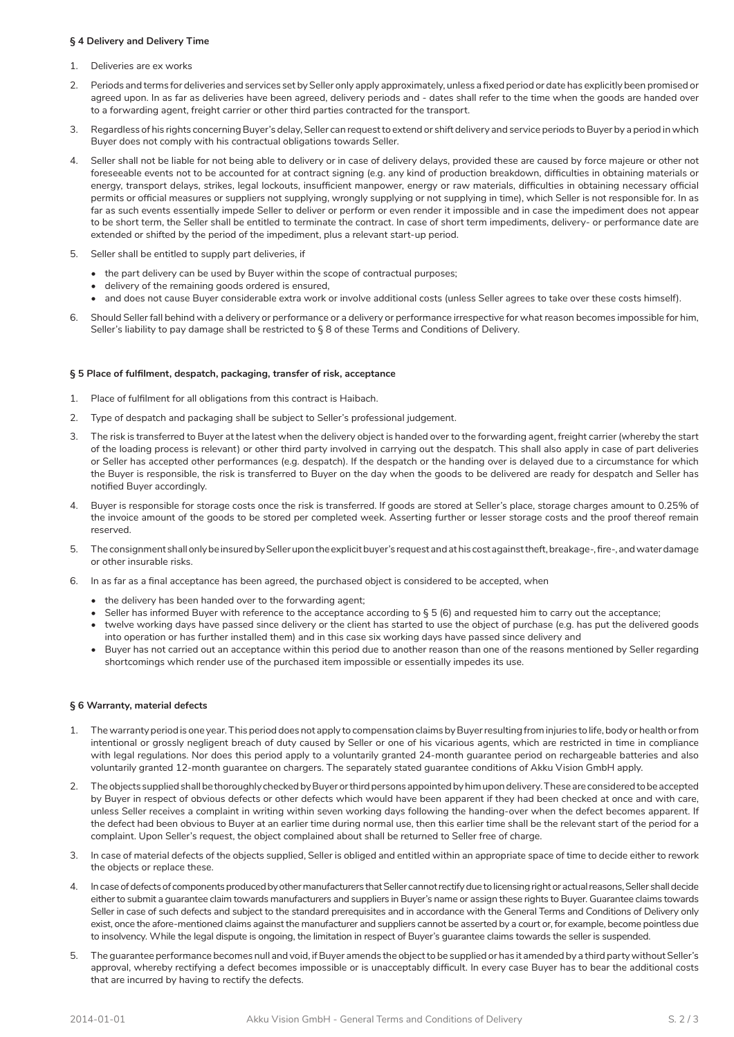**§ 4 Delivery and Delivery Time**

1. Deliveries are ex works
2. Periods and terms for deliveries and services set by Seller only apply approximately, unless a fixed period or date has explicitly been promised or agreed upon. In as far as deliveries have been agreed, delivery periods and - dates shall refer to the time when the goods are handed over to a forwarding agent, freight carrier or other third parties contracted for the transport.
3. Regardless of his rights concerning Buyer's delay, Seller can request to extend or shift delivery and service periods to Buyer by a period in which Buyer does not comply with his contractual obligations towards Seller.
4. Seller shall not be liable for not being able to delivery or in case of delivery delays, provided these are caused by force majeure or other not foreseeable events not to be accounted for at contract signing (e.g. any kind of production breakdown, difficulties in obtaining materials or energy, transport delays, strikes, legal lockouts, insufficient manpower, energy or raw materials, difficulties in obtaining necessary official permits or official measures or suppliers not supplying, wrongly supplying or not supplying in time), which Seller is not responsible for. In as far as such events essentially impede Seller to deliver or perform or even render it impossible and in case the impediment does not appear to be short term, the Seller shall be entitled to terminate the contract. In case of short term impediments, delivery- or performance date are extended or shifted by the period of the impediment, plus a relevant start-up period.
5. Seller shall be entitled to supply part deliveries, if
   - the part delivery can be used by Buyer within the scope of contractual purposes;
   - delivery of the remaining goods ordered is ensured,
   - and does not cause Buyer considerable extra work or involve additional costs (unless Seller agrees to take over these costs himself).
6. Should Seller fall behind with a delivery or performance or a delivery or performance irrespective for what reason becomes impossible for him, Seller's liability to pay damage shall be restricted to § 8 of these Terms and Conditions of Delivery.

**§ 5 Place of fulfilment, despatch, packaging, transfer of risk, acceptance**

1. Place of fulfilment for all obligations from this contract is Haibach.
2. Type of despatch and packaging shall be subject to Seller's professional judgement.
3. The risk is transferred to Buyer at the latest when the delivery object is handed over to the forwarding agent, freight carrier (whereby the start of the loading process is relevant) or other third party involved in carrying out the despatch. This shall also apply in case of part deliveries or Seller has accepted other performances (e.g. despatch). If the despatch or the handing over is delayed due to a circumstance for which the Buyer is responsible, the risk is transferred to Buyer on the day when the goods to be delivered are ready for despatch and Seller has notified Buyer accordingly.
4. Buyer is responsible for storage costs once the risk is transferred. If goods are stored at Seller's place, storage charges amount to 0.25% of the invoice amount of the goods to be stored per completed week. Asserting further or lesser storage costs and the proof thereof remain reserved.
5. The consignment shall only be insured by Seller upon the explicit buyer's request and at his cost against theft, breakage-, fire-, and water damage or other insurable risks.
6. In as far as a final acceptance has been agreed, the purchased object is considered to be accepted, when
   - the delivery has been handed over to the forwarding agent;
   - Seller has informed Buyer with reference to the acceptance according to § 5 (6) and requested him to carry out the acceptance;
   - twelve working days have passed since delivery or the client has started to use the object of purchase (e.g. has put the delivered goods into operation or has further installed them) and in this case six working days have passed since delivery and
   - Buyer has not carried out an acceptance within this period due to another reason than one of the reasons mentioned by Seller regarding shortcomings which render use of the purchased item impossible or essentially impedes its use.

**§ 6 Warranty, material defects**

1. The warranty period is one year. This period does not apply to compensation claims by Buyer resulting from injuries to life, body or health or from intentional or grossly negligent breach of duty caused by Seller or one of his vicarious agents, which are restricted in time in compliance with legal regulations. Nor does this period apply to a voluntarily granted 24-month guarantee period on rechargeable batteries and also voluntarily granted 12-month guarantee on chargers. The separately stated guarantee conditions of Akku Vision GmbH apply.
2. The objects supplied shall be thoroughly checked by Buyer or third persons appointed by him upon delivery. These are considered to be accepted by Buyer in respect of obvious defects or other defects which would have been apparent if they had been checked at once and with care, unless Seller receives a complaint in writing within seven working days following the handing-over when the defect becomes apparent. If the defect had been obvious to Buyer at an earlier time during normal use, then this earlier time shall be the relevant start of the period for a complaint. Upon Seller's request, the object complained about shall be returned to Seller free of charge.
3. In case of material defects of the objects supplied, Seller is obliged and entitled within an appropriate space of time to decide either to rework the objects or replace these.
4. In case of defects of components produced by other manufacturers that Seller cannot rectify due to licensing right or actual reasons, Seller shall decide either to submit a guarantee claim towards manufacturers and suppliers in Buyer's name or assign these rights to Buyer. Guarantee claims towards Seller in case of such defects and subject to the standard prerequisites and in accordance with the General Terms and Conditions of Delivery only exist, once the afore-mentioned claims against the manufacturer and suppliers cannot be asserted by a court or, for example, become pointless due to insolvency. While the legal dispute is ongoing, the limitation in respect of Buyer's guarantee claims towards the seller is suspended.
5. The guarantee performance becomes null and void, if Buyer amends the object to be supplied or has it amended by a third party without Seller's approval, whereby rectifying a defect becomes impossible or is unacceptably difficult. In every case Buyer has to bear the additional costs that are incurred by having to rectify the defects.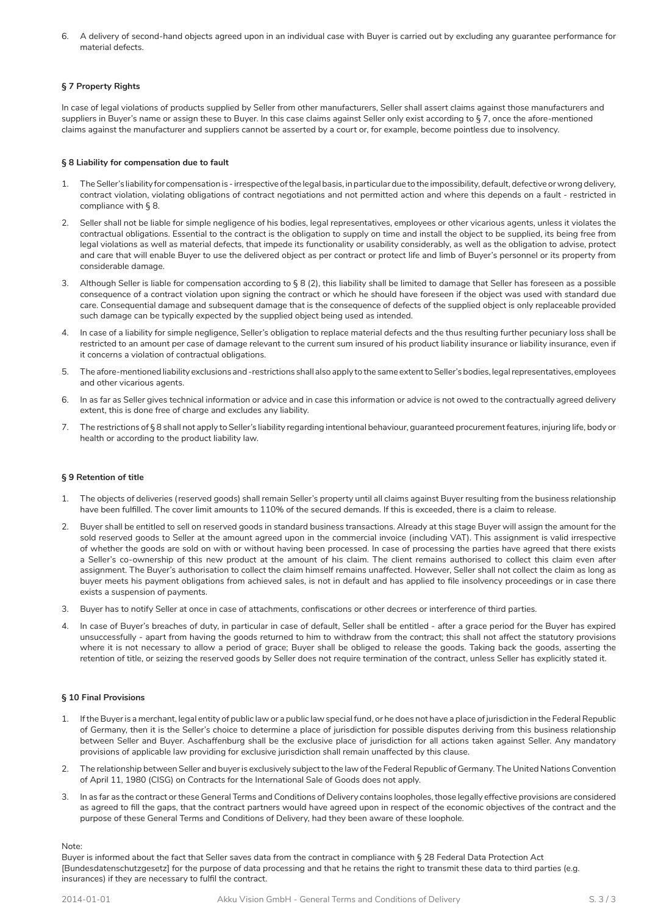6. A delivery of second-hand objects agreed upon in an individual case with Buyer is carried out by excluding any guarantee performance for material defects.

### § 7 Property Rights

In case of legal violations of products supplied by Seller from other manufacturers, Seller shall assert claims against those manufacturers and suppliers in Buyer's name or assign these to Buyer. In this case claims against Seller only exist according to § 7, once the afore-mentioned claims against the manufacturer and suppliers cannot be asserted by a court or, for example, become pointless due to insolvency.

### § 8 Liability for compensation due to fault

1. The Seller's liability for compensation is - irrespective of the legal basis, in particular due to the impossibility, default, defective or wrong delivery, contract violation, violating obligations of contract negotiations and not permitted action and where this depends on a fault - restricted in compliance with § 8.
2. Seller shall not be liable for simple negligence of his bodies, legal representatives, employees or other vicarious agents, unless it violates the contractual obligations. Essential to the contract is the obligation to supply on time and install the object to be supplied, its being free from legal violations as well as material defects, that impede its functionality or usability considerably, as well as the obligation to advise, protect and care that will enable Buyer to use the delivered object as per contract or protect life and limb of Buyer's personnel or its property from considerable damage.
3. Although Seller is liable for compensation according to § 8 (2), this liability shall be limited to damage that Seller has foreseen as a possible consequence of a contract violation upon signing the contract or which he should have foreseen if the object was used with standard due care. Consequential damage and subsequent damage that is the consequence of defects of the supplied object is only replaceable provided such damage can be typically expected by the supplied object being used as intended.
4. In case of a liability for simple negligence, Seller's obligation to replace material defects and the thus resulting further pecuniary loss shall be restricted to an amount per case of damage relevant to the current sum insured of his product liability insurance or liability insurance, even if it concerns a violation of contractual obligations.
5. The afore-mentioned liability exclusions and -restrictions shall also apply to the same extent to Seller's bodies, legal representatives, employees and other vicarious agents.
6. In as far as Seller gives technical information or advice and in case this information or advice is not owed to the contractually agreed delivery extent, this is done free of charge and excludes any liability.
7. The restrictions of § 8 shall not apply to Seller's liability regarding intentional behaviour, guaranteed procurement features, injuring life, body or health or according to the product liability law.

### § 9 Retention of title

1. The objects of deliveries (reserved goods) shall remain Seller's property until all claims against Buyer resulting from the business relationship have been fulfilled. The cover limit amounts to 110% of the secured demands. If this is exceeded, there is a claim to release.
2. Buyer shall be entitled to sell on reserved goods in standard business transactions. Already at this stage Buyer will assign the amount for the sold reserved goods to Seller at the amount agreed upon in the commercial invoice (including VAT). This assignment is valid irrespective of whether the goods are sold on with or without having been processed. In case of processing the parties have agreed that there exists a Seller's co-ownership of this new product at the amount of his claim. The client remains authorised to collect this claim even after assignment. The Buyer's authorisation to collect the claim himself remains unaffected. However, Seller shall not collect the claim as long as buyer meets his payment obligations from achieved sales, is not in default and has applied to file insolvency proceedings or in case there exists a suspension of payments.
3. Buyer has to notify Seller at once in case of attachments, confiscations or other decrees or interference of third parties.
4. In case of Buyer's breaches of duty, in particular in case of default, Seller shall be entitled - after a grace period for the Buyer has expired unsuccessfully - apart from having the goods returned to him to withdraw from the contract; this shall not affect the statutory provisions where it is not necessary to allow a period of grace; Buyer shall be obliged to release the goods. Taking back the goods, asserting the retention of title, or seizing the reserved goods by Seller does not require termination of the contract, unless Seller has explicitly stated it.

### § 10 Final Provisions

1. If the Buyer is a merchant, legal entity of public law or a public law special fund, or he does not have a place of jurisdiction in the Federal Republic of Germany, then it is the Seller's choice to determine a place of jurisdiction for possible disputes deriving from this business relationship between Seller and Buyer. Aschaffenburg shall be the exclusive place of jurisdiction for all actions taken against Seller. Any mandatory provisions of applicable law providing for exclusive jurisdiction shall remain unaffected by this clause.
2. The relationship between Seller and buyer is exclusively subject to the law of the Federal Republic of Germany. The United Nations Convention of April 11, 1980 (CISG) on Contracts for the International Sale of Goods does not apply.
3. In as far as the contract or these General Terms and Conditions of Delivery contains loopholes, those legally effective provisions are considered as agreed to fill the gaps, that the contract partners would have agreed upon in respect of the economic objectives of the contract and the purpose of these General Terms and Conditions of Delivery, had they been aware of these loophole.

Note:
Buyer is informed about the fact that Seller saves data from the contract in compliance with § 28 Federal Data Protection Act [Bundesdatenschutzgesetz] for the purpose of data processing and that he retains the right to transmit these data to third parties (e.g. insurances) if they are necessary to fulfil the contract.